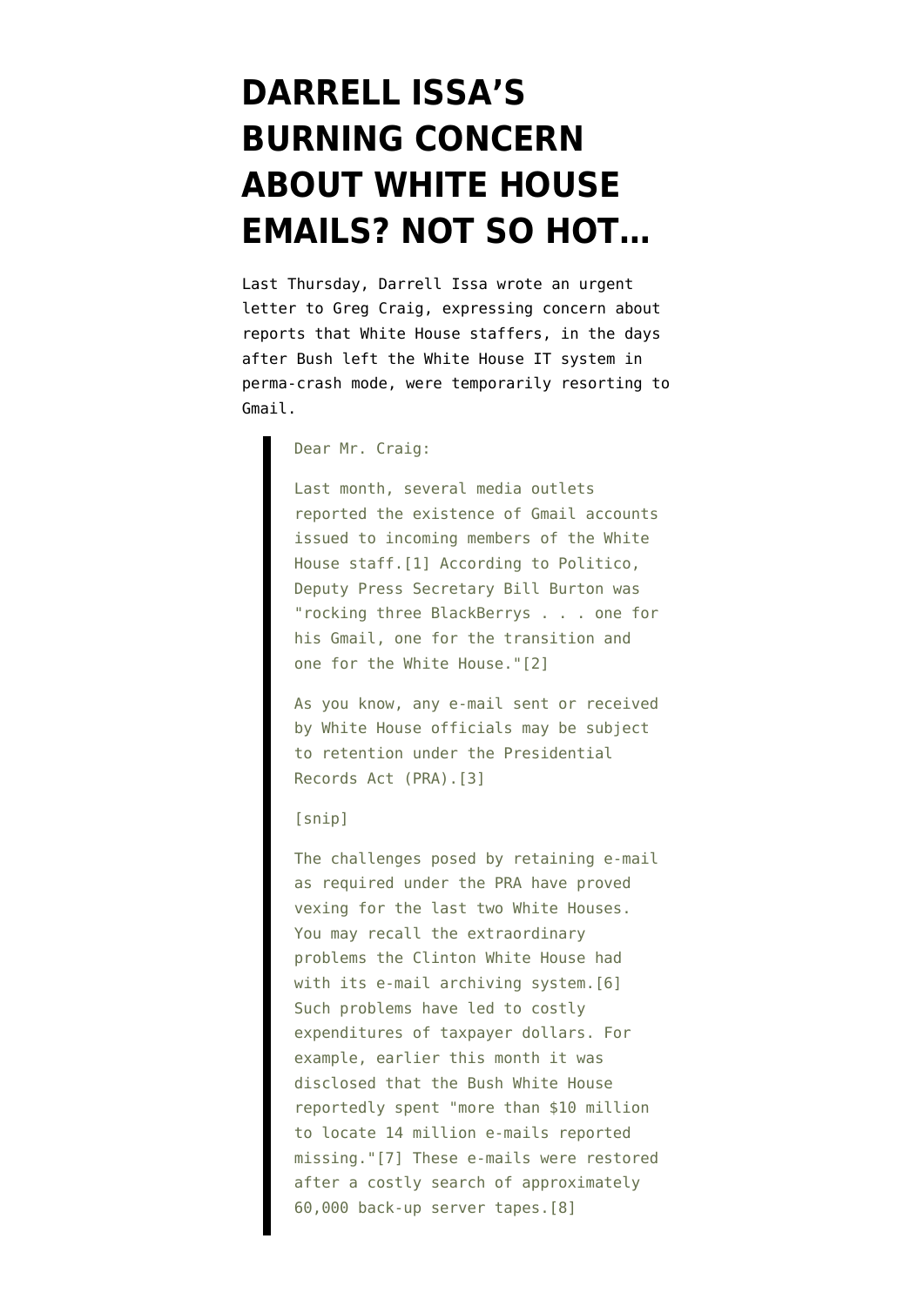# DARRELL ISSA'S BURNING CONCERN ABOUT WHITE HOUSE EMAILS? NOT SO HOT…

Last Thursday, Darrell Issa wrote an urgent letter to Greg Craig, expressing concern about reports that White House staffers, in the days after Bush left the White House IT system in perma-crash mode, were temporarily resorting to Gmail.

> Dear Mr. Craig:
>
> Last month, several media outlets reported the existence of Gmail accounts issued to incoming members of the White House staff.[1] According to Politico, Deputy Press Secretary Bill Burton was "rocking three BlackBerrys . . . one for his Gmail, one for the transition and one for the White House."[2]
>
> As you know, any e-mail sent or received by White House officials may be subject to retention under the Presidential Records Act (PRA).[3]
>
> [snip]
>
> The challenges posed by retaining e-mail as required under the PRA have proved vexing for the last two White Houses. You may recall the extraordinary problems the Clinton White House had with its e-mail archiving system.[6] Such problems have led to costly expenditures of taxpayer dollars. For example, earlier this month it was disclosed that the Bush White House reportedly spent "more than $10 million to locate 14 million e-mails reported missing."[7] These e-mails were restored after a costly search of approximately 60,000 back-up server tapes.[8]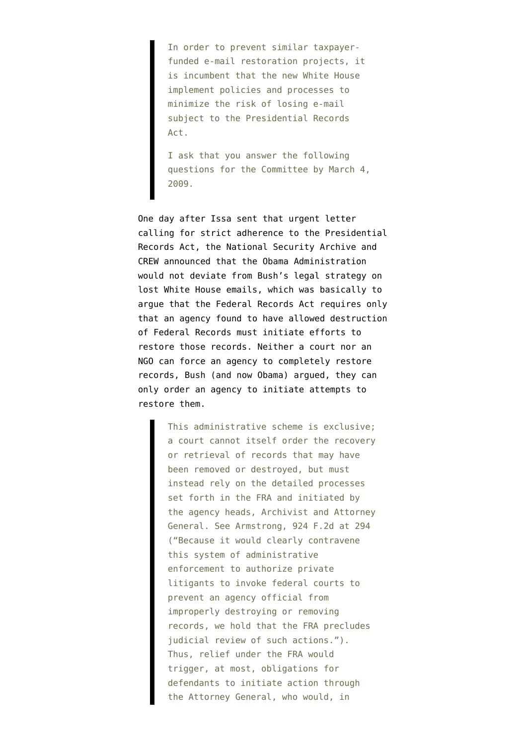> In order to prevent similar taxpayer-funded e-mail restoration projects, it is incumbent that the new White House implement policies and processes to minimize the risk of losing e-mail subject to the Presidential Records Act.
>
> I ask that you answer the following questions for the Committee by March 4, 2009.

One day after Issa sent that urgent letter calling for strict adherence to the Presidential Records Act, the National Security Archive and CREW announced that the Obama Administration would not deviate from Bush's legal strategy on lost White House emails, which was basically to argue that the Federal Records Act requires only that an agency found to have allowed destruction of Federal Records must initiate efforts to restore those records. Neither a court nor an NGO can force an agency to completely restore records, Bush (and now Obama) argued, they can only order an agency to initiate attempts to restore them.

> This administrative scheme is exclusive; a court cannot itself order the recovery or retrieval of records that may have been removed or destroyed, but must instead rely on the detailed processes set forth in the FRA and initiated by the agency heads, Archivist and Attorney General. See Armstrong, 924 F.2d at 294 ("Because it would clearly contravene this system of administrative enforcement to authorize private litigants to invoke federal courts to prevent an agency official from improperly destroying or removing records, we hold that the FRA precludes judicial review of such actions."). Thus, relief under the FRA would trigger, at most, obligations for defendants to initiate action through the Attorney General, who would, in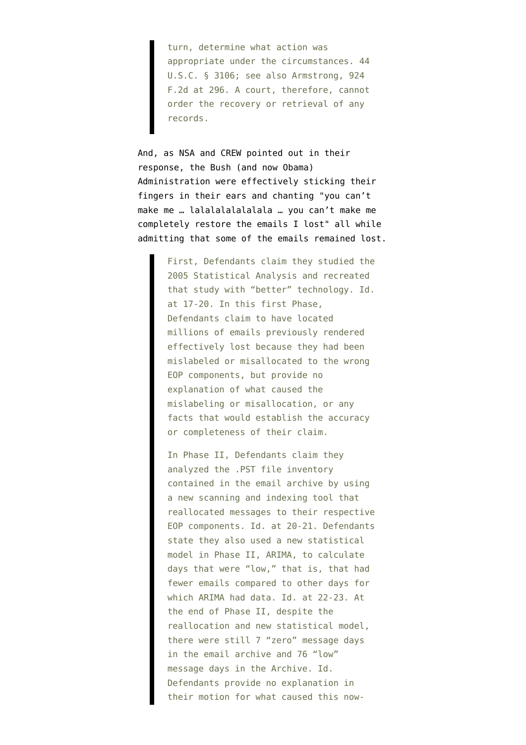> turn, determine what action was appropriate under the circumstances. 44 U.S.C. § 3106; see also Armstrong, 924 F.2d at 296. A court, therefore, cannot order the recovery or retrieval of any records.

And, as NSA and CREW pointed out in their response, the Bush (and now Obama) Administration were effectively sticking their fingers in their ears and chanting "you can't make me … lalalalalalalala … you can't make me completely restore the emails I lost" all while admitting that some of the emails remained lost.

> First, Defendants claim they studied the 2005 Statistical Analysis and recreated that study with "better" technology. Id. at 17-20. In this first Phase, Defendants claim to have located millions of emails previously rendered effectively lost because they had been mislabeled or misallocated to the wrong EOP components, but provide no explanation of what caused the mislabeling or misallocation, or any facts that would establish the accuracy or completeness of their claim.
>
> In Phase II, Defendants claim they analyzed the .PST file inventory contained in the email archive by using a new scanning and indexing tool that reallocated messages to their respective EOP components. Id. at 20-21. Defendants state they also used a new statistical model in Phase II, ARIMA, to calculate days that were "low," that is, that had fewer emails compared to other days for which ARIMA had data. Id. at 22-23. At the end of Phase II, despite the reallocation and new statistical model, there were still 7 "zero" message days in the email archive and 76 "low" message days in the Archive. Id. Defendants provide no explanation in their motion for what caused this now-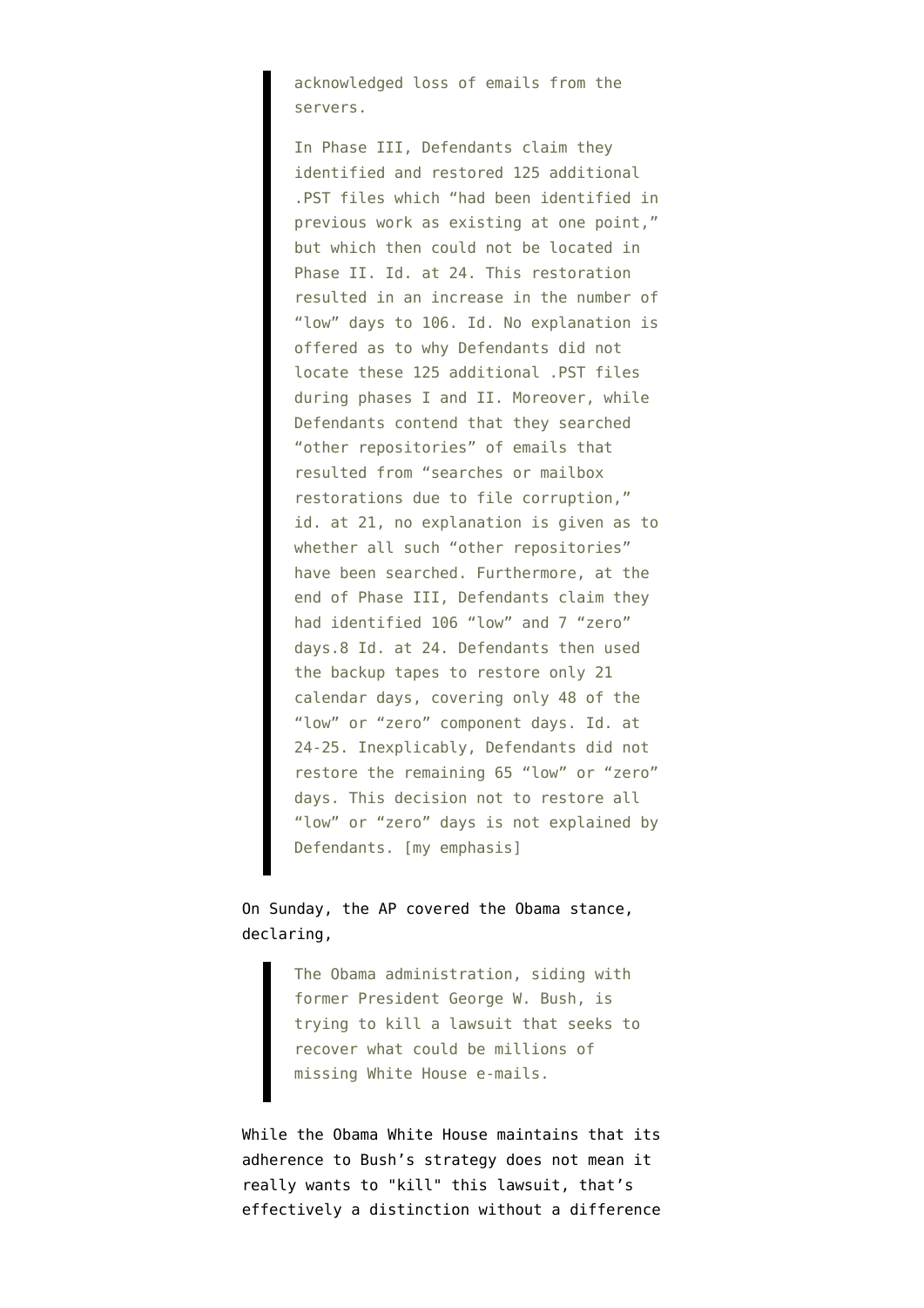> acknowledged loss of emails from the servers.
>
> In Phase III, Defendants claim they identified and restored 125 additional .PST files which "had been identified in previous work as existing at one point," but which then could not be located in Phase II. Id. at 24. This restoration resulted in an increase in the number of "low" days to 106. Id. No explanation is offered as to why Defendants did not locate these 125 additional .PST files during phases I and II. Moreover, while Defendants contend that they searched "other repositories" of emails that resulted from "searches or mailbox restorations due to file corruption," id. at 21, no explanation is given as to whether all such "other repositories" have been searched. Furthermore, at the end of Phase III, Defendants claim they had identified 106 "low" and 7 "zero" days.8 Id. at 24. Defendants then used the backup tapes to restore only 21 calendar days, covering only 48 of the "low" or "zero" component days. Id. at 24-25. Inexplicably, Defendants did not restore the remaining 65 "low" or "zero" days. This decision not to restore all "low" or "zero" days is not explained by Defendants. [my emphasis]

On Sunday, the AP covered the Obama stance, declaring,

> The Obama administration, siding with former President George W. Bush, is trying to kill a lawsuit that seeks to recover what could be millions of missing White House e-mails.

While the Obama White House maintains that its adherence to Bush's strategy does not mean it really wants to "kill" this lawsuit, that's effectively a distinction without a difference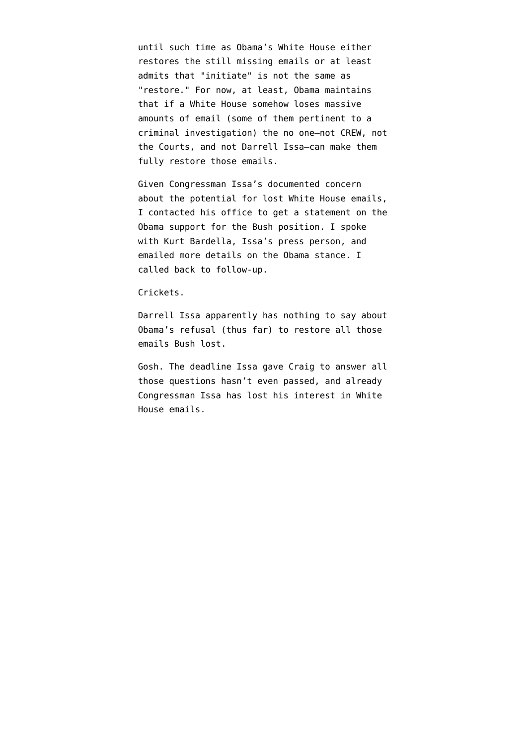until such time as Obama's White House either restores the still missing emails or at least admits that "initiate" is not the same as "restore." For now, at least, Obama maintains that if a White House somehow loses massive amounts of email (some of them pertinent to a criminal investigation) the no one—not CREW, not the Courts, and not Darrell Issa—can make them fully restore those emails.

Given Congressman Issa's documented concern about the potential for lost White House emails, I contacted his office to get a statement on the Obama support for the Bush position. I spoke with Kurt Bardella, Issa's press person, and emailed more details on the Obama stance. I called back to follow-up.

Crickets.

Darrell Issa apparently has nothing to say about Obama's refusal (thus far) to restore all those emails Bush lost.

Gosh. The deadline Issa gave Craig to answer all those questions hasn't even passed, and already Congressman Issa has lost his interest in White House emails.